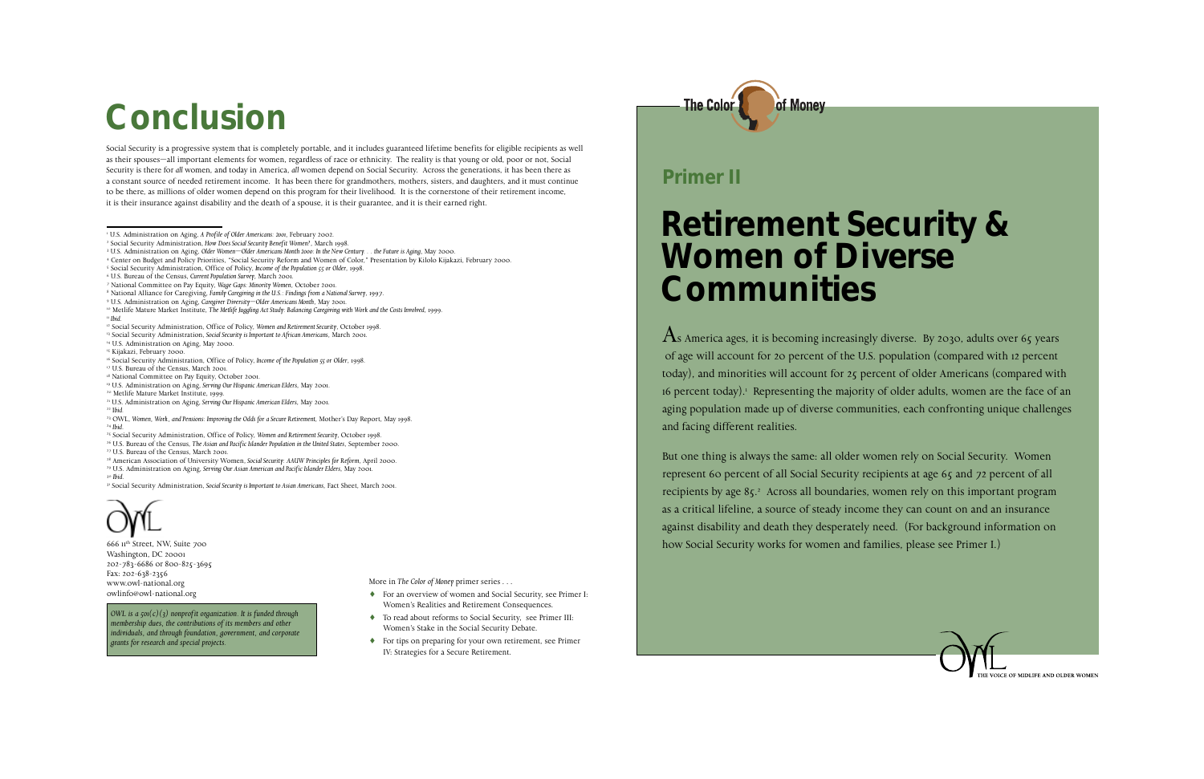# Conclusion

Social Security is a progressive system that is completely portable, and it includes guaranteed lifetime benefits for eligible recipients as well as their spouses—all important elements for women, regardless of race or ethnicity. The reality is that young or old, poor or not, Social Security is there for *all* women, and today in America, *all* women depend on Social Security. Across the generations, it has been there as a constant source of needed retirement income. It has been there for grandmothers, mothers, sisters, and daughters, and it must continue to be there, as millions of older women depend on this program for their livelihood. It is the cornerstone of their retirement income, it is their insurance against disability and the death of a spouse, it is their guarantee, and it is their earned right.

---

[1] U.S. Administration on Aging, *A Profile of Older Americans: 2001*, February 2002.
[2] Social Security Administration, *How Does Social Security Benefit Women?*, March 1998.
[3] U.S. Administration on Aging, *Older Women—Older Americans Month 2000: In the New Century . . . the Future is Aging*, May 2000.
[4] Center on Budget and Policy Priorities, "Social Security Reform and Women of Color," Presentation by Kilolo Kijakazi, February 2000.
[5] Social Security Administration, Office of Policy, *Income of the Population 55 or Older*, 1998.
[6] U.S. Bureau of the Census, *Current Population Survey*, March 2001.
[7] National Committee on Pay Equity, *Wage Gaps: Minority Women*, October 2001.
[8] National Alliance for Caregiving, *Family Caregiving in the U.S.: Findings from a National Survey*, 1997.
[9] U.S. Administration on Aging, *Caregiver Diversity—Older Americans Month*, May 2001.
[10] Metlife Mature Market Institute, *The Metlife Juggling Act Study: Balancing Caregiving with Work and the Costs Involved*, 1999.
[11] *Ibid.*
[12] Social Security Administration, Office of Policy, *Women and Retirement Security*, October 1998.
[13] Social Security Administration, *Social Security is Important to African Americans*, March 2001.
[14] U.S. Administration on Aging, May 2000.
[15] Kijakazi, February 2000.
[16] Social Security Administration, Office of Policy, *Income of the Population 55 or Older*, 1998.
[17] U.S. Bureau of the Census, March 2001.
[18] National Committee on Pay Equity, October 2001.
[19] U.S. Administration on Aging, *Serving Our Hispanic American Elders*, May 2001.
[20] Metlife Mature Market Institute, 1999.
[21] U.S. Administration on Aging, *Serving Our Hispanic American Elders*, May 2001.
[22] *Ibid.*
[23] OWL, *Women, Work, and Pensions: Improving the Odds for a Secure Retirement*, Mother's Day Report, May 1998.
[24] *Ibid.*
[25] Social Security Administration, Office of Policy, *Women and Retirement Security*, October 1998.
[26] U.S. Bureau of the Census, *The Asian and Pacific Islander Population in the United States*, September 2000.
[27] U.S. Bureau of the Census, March 2001.
[28] American Association of University Women, *Social Security: AAUW Principles for Reform*, April 2000.
[29] U.S. Administration on Aging, *Serving Our Asian American and Pacific Islander Elders*, May 2001.
[30] *Ibid.*
[31] Social Security Administration, *Social Security is Important to Asian Americans*, Fact Sheet, March 2001.

OWL

666 11th Street, NW, Suite 700
Washington, DC 20001
202-783-6686 or 800-825-3695
Fax: 202-638-2356
www.owl-national.org
owlinfo@owl-national.org

*OWL is a 501(c)(3) nonprofit organization. It is funded through membership dues, the contributions of its members and other individuals, and through foundation, government, and corporate grants for research and special projects.*

More in *The Color of Money* primer series . . .

- For an overview of women and Social Security, see Primer I: Women's Realities and Retirement Consequences.
- To read about reforms to Social Security, see Primer III: Women's Stake in the Social Security Debate.
- For tips on preparing for your own retirement, see Primer IV: Strategies for a Secure Retirement.

The Color of Money

## Primer II

# Retirement Security & Women of Diverse Communities

As America ages, it is becoming increasingly diverse. By 2030, adults over 65 years of age will account for 20 percent of the U.S. population (compared with 12 percent today), and minorities will account for 25 percent of older Americans (compared with 16 percent today).[1] Representing the majority of older adults, women are the face of an aging population made up of diverse communities, each confronting unique challenges and facing different realities.

But one thing is always the same: all older women rely on Social Security. Women represent 60 percent of all Social Security recipients at age 65 and 72 percent of all recipients by age 85.[2] Across all boundaries, women rely on this important program as a critical lifeline, a source of steady income they can count on and an insurance against disability and death they desperately need. (For background information on how Social Security works for women and families, please see Primer I.)

OWL — THE VOICE OF MIDLIFE AND OLDER WOMEN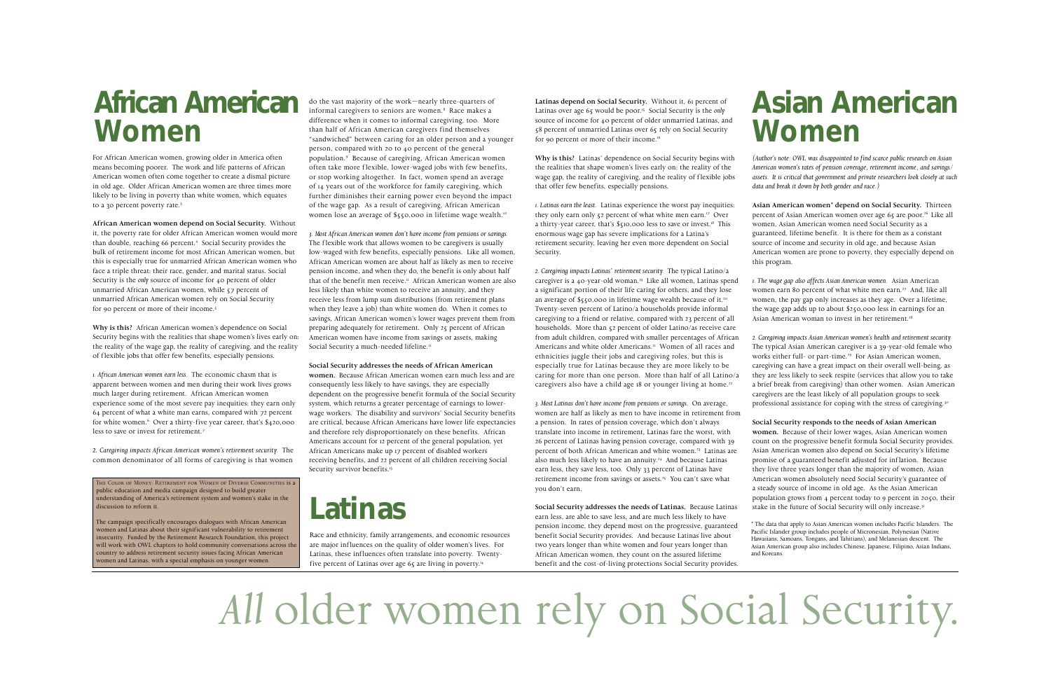# African American Women

For African American women, growing older in America often means becoming poorer. The work and life patterns of African American women often come together to create a dismal picture in old age. Older African American women are three times more likely to be living in poverty than white women, which equates to a 30 percent poverty rate.[3]

**African American women depend on Social Security.** Without it, the poverty rate for older African American women would more than double, reaching 66 percent.[4] Social Security provides the bulk of retirement income for most African American women, but this is especially true for unmarried African American women who face a triple threat: their race, gender, and marital status. Social Security is the *only* source of income for 40 percent of older unmarried African American women, while 57 percent of unmarried African American women rely on Social Security for 90 percent or more of their income.[5]

**Why is this?** African American women's dependence on Social Security begins with the realities that shape women's lives early on: the reality of the wage gap, the reality of caregiving, and the reality of flexible jobs that offer few benefits, especially pensions.

*1. African American women earn less.* The economic chasm that is apparent between women and men during their work lives grows much larger during retirement. African American women experience some of the most severe pay inequities: they earn only 64 percent of what a white man earns, compared with 72 percent for white women.[6] Over a thirty-five year career, that's $420,000 less to save or invest for retirement.[7]

*2. Caregiving impacts African American women's retirement security.* The common denominator of all forms of caregiving is that women do the vast majority of the work—nearly three-quarters of informal caregivers to seniors are women.[8] Race makes a difference when it comes to informal caregiving, too. More than half of African American caregivers find themselves "sandwiched" between caring for an older person and a younger person, compared with 20 to 40 percent of the general population.[9] Because of caregiving, African American women often take more flexible, lower-waged jobs with few benefits, or stop working altogether. In fact, women spend an average of 14 years out of the workforce for family caregiving, which further diminishes their earning power even beyond the impact of the wage gap. As a result of caregiving, African American women lose an average of $550,000 in lifetime wage wealth.[10]

*3. Most African American women don't have income from pensions or savings.* The flexible work that allows women to be caregivers is usually low-waged with few benefits, especially pensions. Like all women, African American women are about half as likely as men to receive pension income, and when they do, the benefit is only about half that of the benefit men receive.[11] African American women are also less likely than white women to receive an annuity, and they receive less from lump sum distributions (from retirement plans when they leave a job) than white women do. When it comes to savings, African American women's lower wages prevent them from preparing adequately for retirement. Only 25 percent of African American women have income from savings or assets, making Social Security a much-needed lifeline.[12]

**Social Security addresses the needs of African American women.** Because African American women earn much less and are consequently less likely to have savings, they are especially dependent on the progressive benefit formula of the Social Security system, which returns a greater percentage of earnings to lower-wage workers. The disability and survivors' Social Security benefits are critical, because African Americans have lower life expectancies and therefore rely disproportionately on these benefits. African Americans account for 12 percent of the general population, yet African Americans make up 17 percent of disabled workers receiving benefits, and 22 percent of all children receiving Social Security survivor benefits.[13]

The Color of Money: Retirement for Women of Diverse Communities is a public education and media campaign designed to build greater understanding of America's retirement system and women's stake in the discussion to reform it.

The campaign specifically encourages dialogues with African American women and Latinas about their significant vulnerability to retirement insecurity. Funded by the Retirement Research Foundation, this project will work with OWL chapters to hold community conversations across the country to address retirement security issues facing African American women and Latinas, with a special emphasis on younger women.

# Latinas

Race and ethnicity, family arrangements, and economic resources are major influences on the quality of older women's lives. For Latinas, these influences often translate into poverty. Twenty-five percent of Latinas over age 65 are living in poverty.[14]

**Latinas depend on Social Security.** Without it, 61 percent of Latinas over age 65 would be poor.[15] Social Security is the *only* source of income for 40 percent of older unmarried Latinas, and 58 percent of unmarried Latinas over 65 rely on Social Security for 90 percent or more of their income.[16]

**Why is this?** Latinas' dependence on Social Security begins with the realities that shape women's lives early on: the reality of the wage gap, the reality of caregiving, and the reality of flexible jobs that offer fewer benefits, especially pensions.

*1. Latinas earn the least.* Latinas experience the worst pay inequities: they only earn only 52 percent of what white men earn.[17] Over a thirty-year career, that's $510,000 less to save or invest.[18] This enormous wage gap has severe implications for a Latina's retirement security, leaving her even more dependent on Social Security.

*2. Caregiving impacts Latinas' retirement security.* The typical Latino/a caregiver is a 40-year-old woman.[19] Like all women, Latinas spend a significant portion of their life caring for others, and they lose an average of $550,000 in lifetime wage wealth because of it.[20] Twenty-seven percent of Latino/a households provide informal caregiving to a friend or relative, compared with 23 percent of all households. More than 52 percent of older Latino/as receive care from adult children, compared with smaller percentages of African Americans and white older Americans.[21] Women of all races and ethnicities juggle their jobs and caregiving roles, but this is especially true for Latinas because they are more likely to be caring for more than one person. More than half of all Latino/a caregivers also have a child age 18 or younger living at home.[22]

*3. Most Latinas don't have income from pensions or savings.* On average, women are half as likely as men to have income in retirement from a pension. In rates of pension coverage, which don't always translate into income in retirement, Latinas fare the worst, with 26 percent of Latinas having pension coverage, compared with 39 percent of both African American and white women.[23] Latinas are also much less likely to have an annuity.[24] And because Latinas earn less, they save less, too. Only 33 percent of Latinas have retirement income from savings or assets.[25] You can't save what you don't earn.

**Social Security addresses the needs of Latinas.** Because Latinas earn less, are able to save less, and are much less likely to have pension income, they depend most on the progressive, guaranteed benefit Social Security provides. And because Latinas live about two years longer than white women and four years longer than African American women, they count on the assured lifetime benefit and the cost-of-living protections Social Security provides.

# Asian American Women

*(Author's note: OWL was disappointed to find scarce public research on Asian American women's rates of pension coverage, retirement income, and savings/assets. It is critical that government and private researchers look closely at such data and break it down by both gender and race.)*

**Asian American women\* depend on Social Security.** Thirteen percent of Asian American women over age 65 are poor.[26] Like all women, Asian American women need Social Security as a guaranteed, lifetime benefit. It is there for them as a constant source of income and security in old age, and because Asian American women are prone to poverty, they especially depend on this program.

*1. The wage gap also affects Asian American women.* Asian American women earn 80 percent of what white men earn.[27] And, like all women, the pay gap only increases as they age. Over a lifetime, the wage gap adds up to about $250,000 less in earnings for an Asian American woman to invest in her retirement.[28]

*2. Caregiving impacts Asian American women's health and retirement security.* The typical Asian American caregiver is a 39-year-old female who works either full- or part-time.[29] For Asian American women, caregiving can have a great impact on their overall well-being, as they are less likely to seek respite (services that allow you to take a brief break from caregiving) than other women. Asian American caregivers are the least likely of all population groups to seek professional assistance for coping with the stress of caregiving.[30]

**Social Security responds to the needs of Asian American women.** Because of their lower wages, Asian American women count on the progressive benefit formula Social Security provides. Asian American women also depend on Social Security's lifetime promise of a guaranteed benefit adjusted for inflation. Because they live three years longer than the majority of women, Asian American women absolutely need Social Security's guarantee of a steady source of income in old age. As the Asian American population grows from 4 percent today to 9 percent in 2050, their stake in the future of Social Security will only increase.[31]

\* The data that apply to Asian American women includes Pacific Islanders. The Pacific Islander group includes people of Micronesian, Polynesian (Native Hawaiians, Samoans, Tongans, and Tahitians), and Melanesian descent. The Asian American group also includes Chinese, Japanese, Filipino, Asian Indians, and Koreans.

*All* older women rely on Social Security.